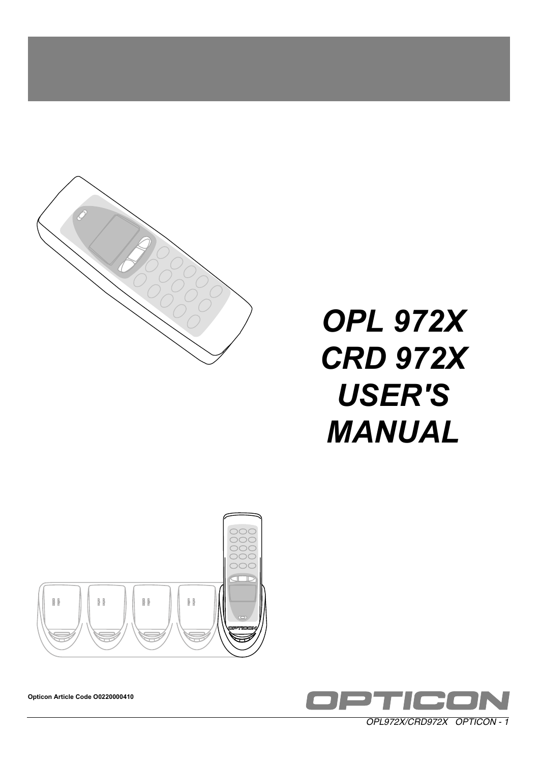# *OPL 972X CRD 972X USER'S MANUAL*

**Opticon Article Code O0220000410**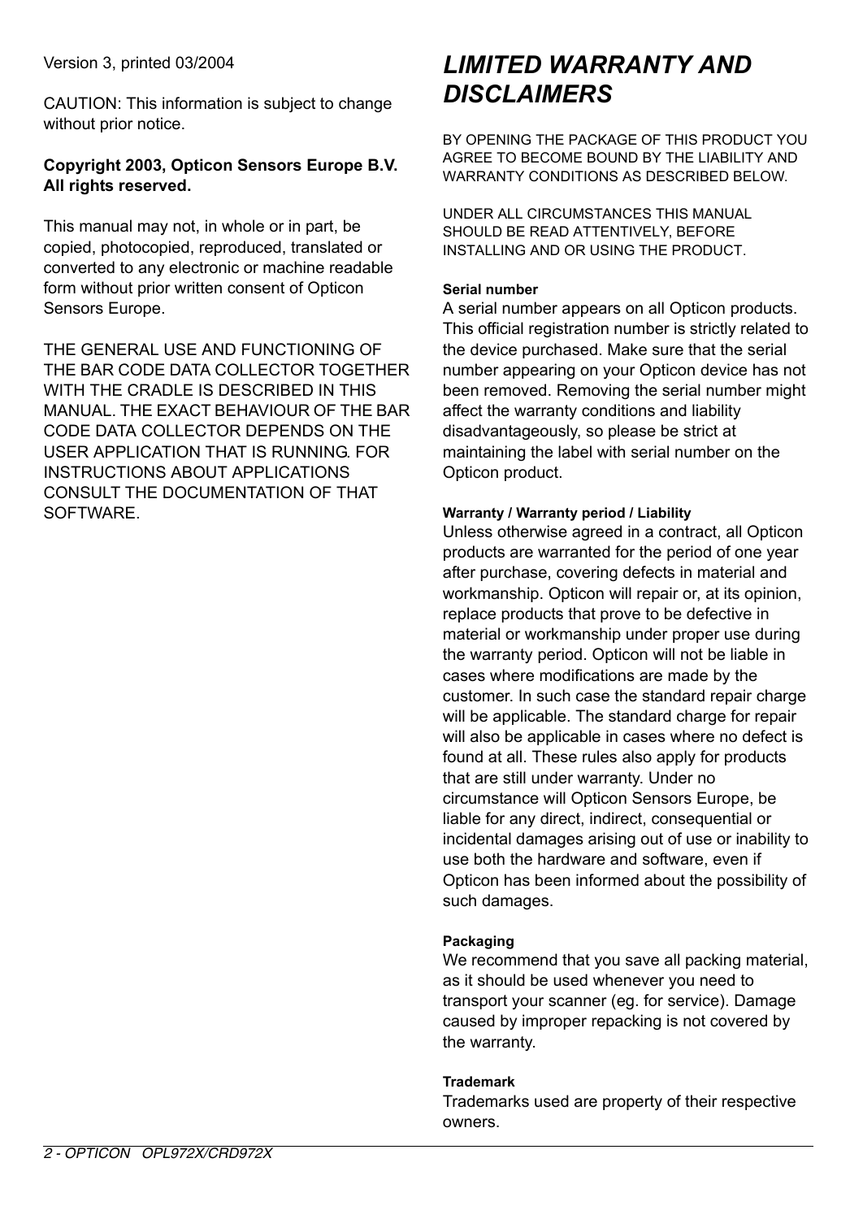Version 3, printed 03/2004

CAUTION: This information is subject to change without prior notice.

**Copyright 2003, Opticon Sensors Europe B.V. All rights reserved.**

This manual may not, in whole or in part, be copied, photocopied, reproduced, translated or converted to any electronic or machine readable form without prior written consent of Opticon Sensors Europe.

THE GENERAL USE AND FUNCTIONING OF THE BAR CODE DATA COLLECTOR TOGETHER WITH THE CRADLE IS DESCRIBED IN THIS MANUAL. THE EXACT BEHAVIOUR OF THE BAR CODE DATA COLLECTOR DEPENDS ON THE USER APPLICATION THAT IS RUNNING. FOR INSTRUCTIONS ABOUT APPLICATIONS CONSULT THE DOCUMENTATION OF THAT SOFTWARE.

# *LIMITED WARRANTY AND DISCLAIMERS*

BY OPENING THE PACKAGE OF THIS PRODUCT YOU AGREE TO BECOME BOUND BY THE LIABILITY AND WARRANTY CONDITIONS AS DESCRIBED BELOW.

UNDER ALL CIRCUMSTANCES THIS MANUAL SHOULD BE READ ATTENTIVELY, BEFORE INSTALLING AND OR USING THE PRODUCT.

#### Serial number

A serial number appears on all Opticon products. This official registration number is strictly related to the device purchased. Make sure that the serial number appearing on your Opticon device has not been removed. Removing the serial number might affect the warranty conditions and liability disadvantageously, so please be strict at maintaining the label with serial number on the Opticon product.

#### Warranty / Warranty period / Liability

Unless otherwise agreed in a contract, all Opticon products are warranted for the period of one year after purchase, covering defects in material and workmanship. Opticon will repair or, at its opinion, replace products that prove to be defective in material or workmanship under proper use during the warranty period. Opticon will not be liable in cases where modifications are made by the customer. In such case the standard repair charge will be applicable. The standard charge for repair will also be applicable in cases where no defect is found at all. These rules also apply for products that are still under warranty. Under no circumstance will Opticon Sensors Europe, be liable for any direct, indirect, consequential or incidental damages arising out of use or inability to use both the hardware and software, even if Opticon has been informed about the possibility of such damages.

#### Packaging

We recommend that you save all packing material, as it should be used whenever you need to transport your scanner (eg. for service). Damage caused by improper repacking is not covered by the warranty.

#### Trademark

Trademarks used are property of their respective owners.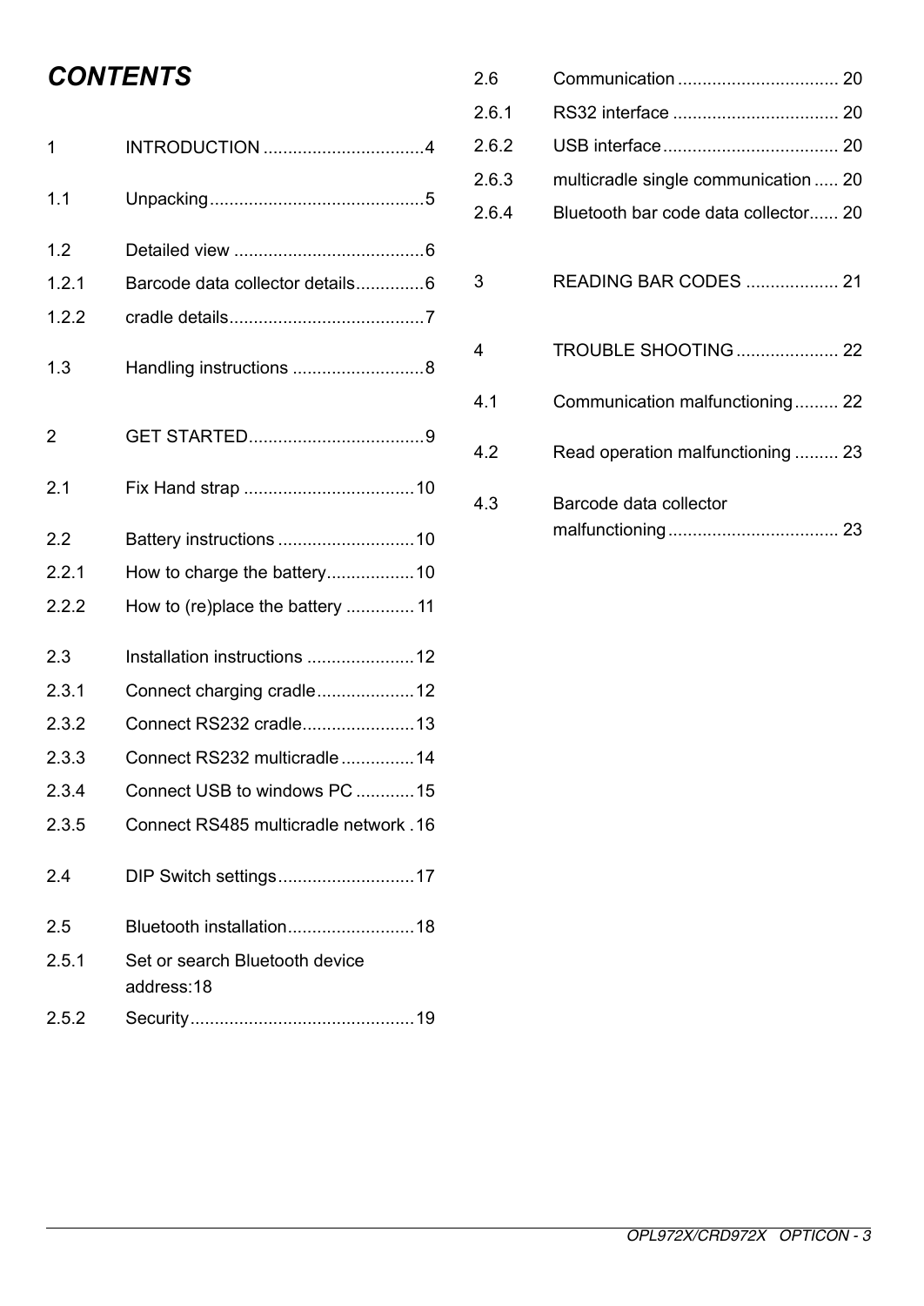# *CONTENTS*

| | | |
|---|---|---|
| 1 | INTRODUCTION | 4 |
| 1.1 | Unpacking | 5 |
| 1.2 | Detailed view | 6 |
| 1.2.1 | Barcode data collector details | 6 |
| 1.2.2 | cradle details | 7 |
| 1.3 | Handling instructions | 8 |
| 2 | GET STARTED | 9 |
| 2.1 | Fix Hand strap | 10 |
| 2.2 | Battery instructions | 10 |
| 2.2.1 | How to charge the battery | 10 |
| 2.2.2 | How to (re)place the battery | 11 |
| 2.3 | Installation instructions | 12 |
| 2.3.1 | Connect charging cradle | 12 |
| 2.3.2 | Connect RS232 cradle | 13 |
| 2.3.3 | Connect RS232 multicradle | 14 |
| 2.3.4 | Connect USB to windows PC | 15 |
| 2.3.5 | Connect RS485 multicradle network | 16 |
| 2.4 | DIP Switch settings | 17 |
| 2.5 | Bluetooth installation | 18 |
| 2.5.1 | Set or search Bluetooth device address: | 18 |
| 2.5.2 | Security | 19 |
| 2.6 | Communication | 20 |
| 2.6.1 | RS32 interface | 20 |
| 2.6.2 | USB interface | 20 |
| 2.6.3 | multicradle single communication | 20 |
| 2.6.4 | Bluetooth bar code data collector | 20 |
| 3 | READING BAR CODES | 21 |
| 4 | TROUBLE SHOOTING | 22 |
| 4.1 | Communication malfunctioning | 22 |
| 4.2 | Read operation malfunctioning | 23 |
| 4.3 | Barcode data collector malfunctioning | 23 |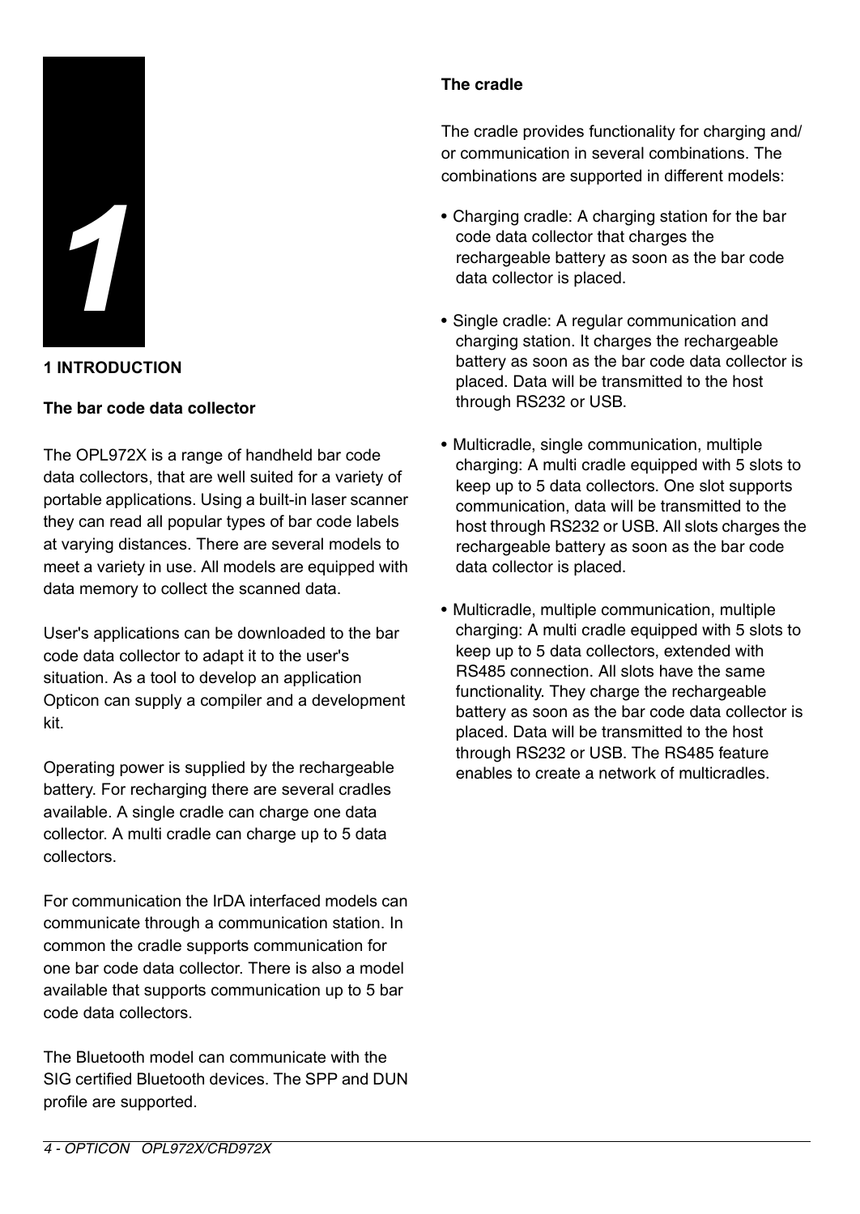# 1 INTRODUCTION

## The bar code data collector

The OPL972X is a range of handheld bar code data collectors, that are well suited for a variety of portable applications. Using a built-in laser scanner they can read all popular types of bar code labels at varying distances. There are several models to meet a variety in use. All models are equipped with data memory to collect the scanned data.

User's applications can be downloaded to the bar code data collector to adapt it to the user's situation. As a tool to develop an application Opticon can supply a compiler and a development kit.

Operating power is supplied by the rechargeable battery. For recharging there are several cradles available. A single cradle can charge one data collector. A multi cradle can charge up to 5 data collectors.

For communication the IrDA interfaced models can communicate through a communication station. In common the cradle supports communication for one bar code data collector. There is also a model available that supports communication up to 5 bar code data collectors.

The Bluetooth model can communicate with the SIG certified Bluetooth devices. The SPP and DUN profile are supported.

## The cradle

The cradle provides functionality for charging and/ or communication in several combinations. The combinations are supported in different models:

- Charging cradle: A charging station for the bar code data collector that charges the rechargeable battery as soon as the bar code data collector is placed.
- Single cradle: A regular communication and charging station. It charges the rechargeable battery as soon as the bar code data collector is placed. Data will be transmitted to the host through RS232 or USB.
- Multicradle, single communication, multiple charging: A multi cradle equipped with 5 slots to keep up to 5 data collectors. One slot supports communication, data will be transmitted to the host through RS232 or USB. All slots charges the rechargeable battery as soon as the bar code data collector is placed.
- Multicradle, multiple communication, multiple charging: A multi cradle equipped with 5 slots to keep up to 5 data collectors, extended with RS485 connection. All slots have the same functionality. They charge the rechargeable battery as soon as the bar code data collector is placed. Data will be transmitted to the host through RS232 or USB. The RS485 feature enables to create a network of multicradles.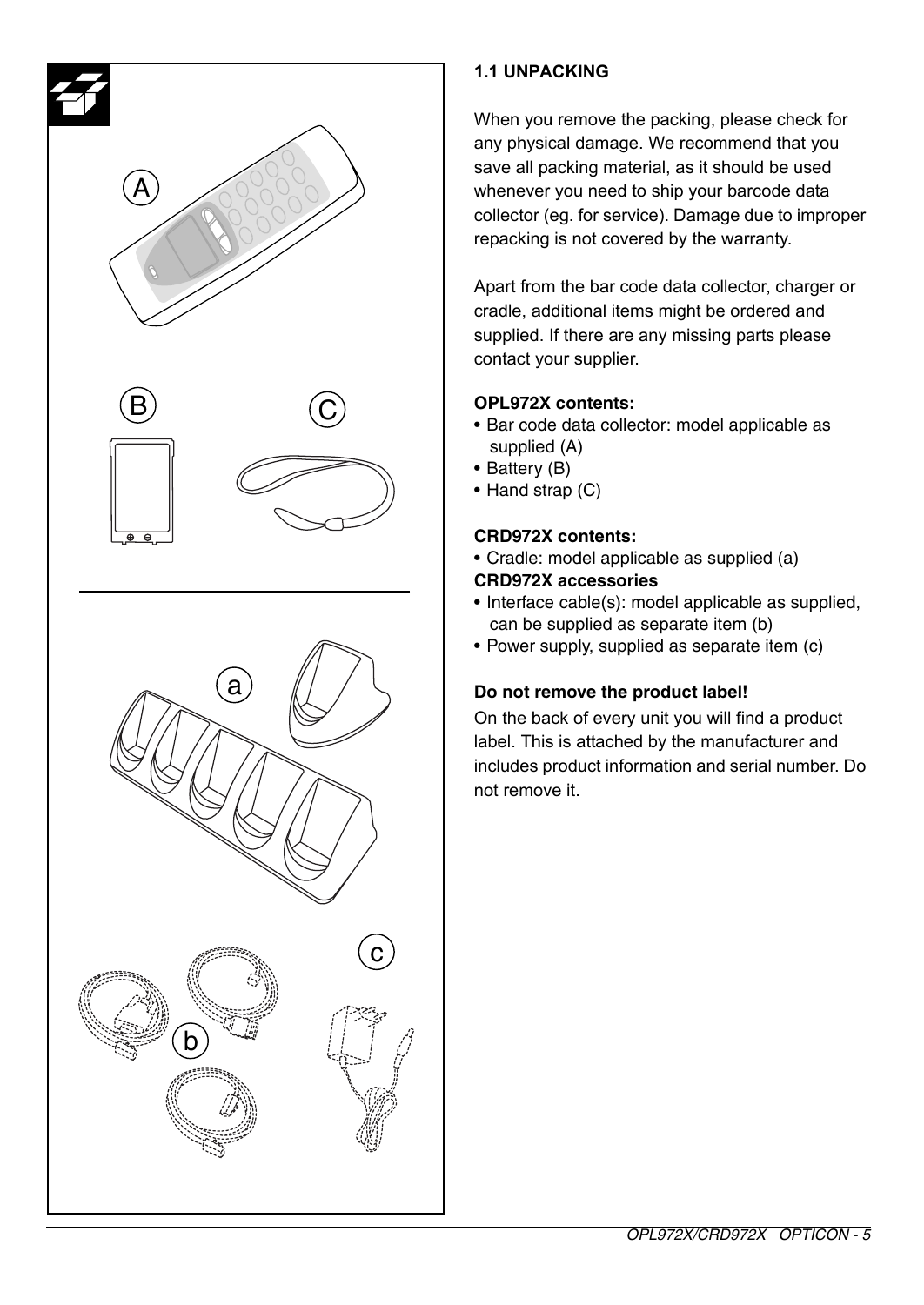### 1.1 UNPACKING

When you remove the packing, please check for any physical damage. We recommend that you save all packing material, as it should be used whenever you need to ship your barcode data collector (eg. for service). Damage due to improper repacking is not covered by the warranty.

Apart from the bar code data collector, charger or cradle, additional items might be ordered and supplied. If there are any missing parts please contact your supplier.

**OPL972X contents:**

- Bar code data collector: model applicable as supplied (A)
- Battery (B)
- Hand strap (C)

**CRD972X contents:**

- Cradle: model applicable as supplied (a)

**CRD972X accessories**

- Interface cable(s): model applicable as supplied, can be supplied as separate item (b)
- Power supply, supplied as separate item (c)

**Do not remove the product label!**

On the back of every unit you will find a product label. This is attached by the manufacturer and includes product information and serial number. Do not remove it.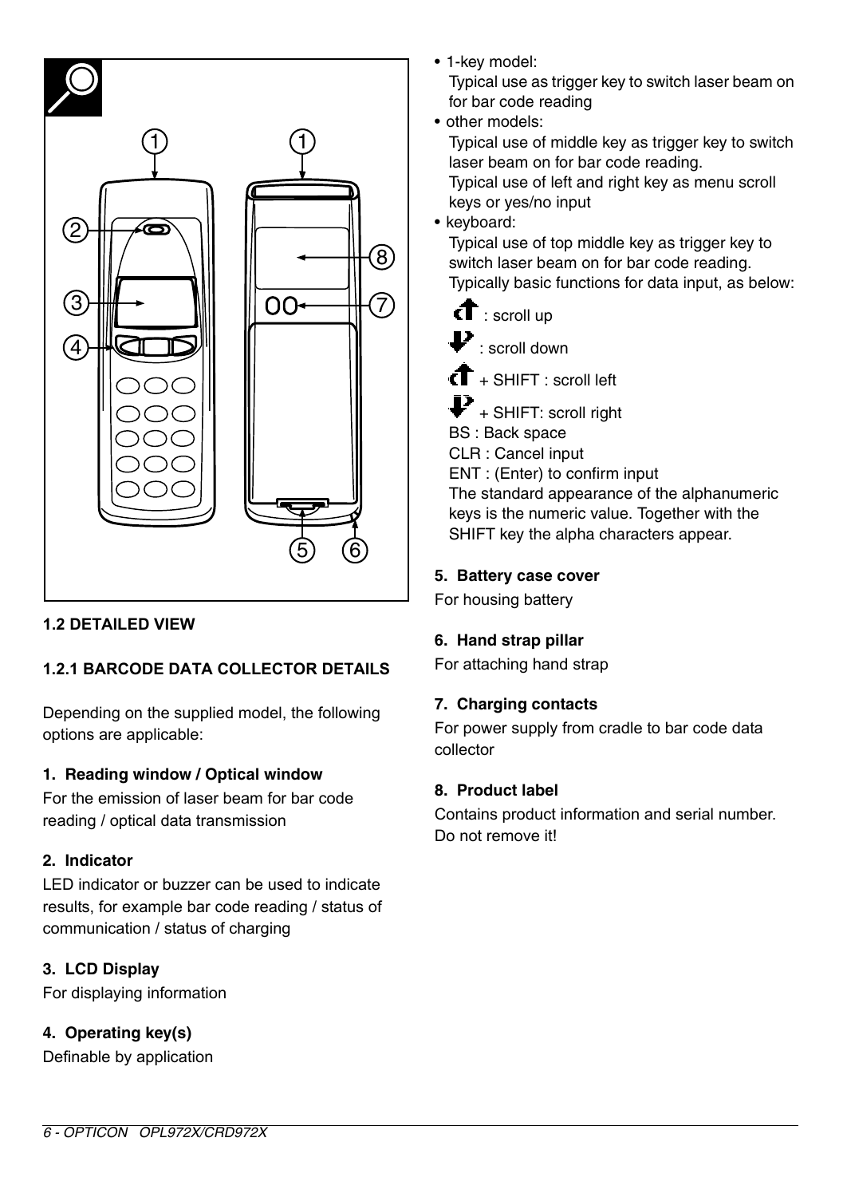### 1.2 DETAILED VIEW

### 1.2.1 BARCODE DATA COLLECTOR DETAILS

Depending on the supplied model, the following options are applicable:

**1. Reading window / Optical window**

For the emission of laser beam for bar code reading / optical data transmission

**2. Indicator**

LED indicator or buzzer can be used to indicate results, for example bar code reading / status of communication / status of charging

**3. LCD Display**

For displaying information

**4. Operating key(s)**

Definable by application

- 1-key model:
  Typical use as trigger key to switch laser beam on for bar code reading
- other models:
  Typical use of middle key as trigger key to switch laser beam on for bar code reading.
  Typical use of left and right key as menu scroll keys or yes/no input
- keyboard:
  Typical use of top middle key as trigger key to switch laser beam on for bar code reading.
  Typically basic functions for data input, as below:

  : scroll up

  : scroll down

  + SHIFT : scroll left

  + SHIFT: scroll right

  BS : Back space

  CLR : Cancel input

  ENT : (Enter) to confirm input

  The standard appearance of the alphanumeric keys is the numeric value. Together with the SHIFT key the alpha characters appear.

**5. Battery case cover**

For housing battery

**6. Hand strap pillar**

For attaching hand strap

**7. Charging contacts**

For power supply from cradle to bar code data collector

**8. Product label**

Contains product information and serial number. Do not remove it!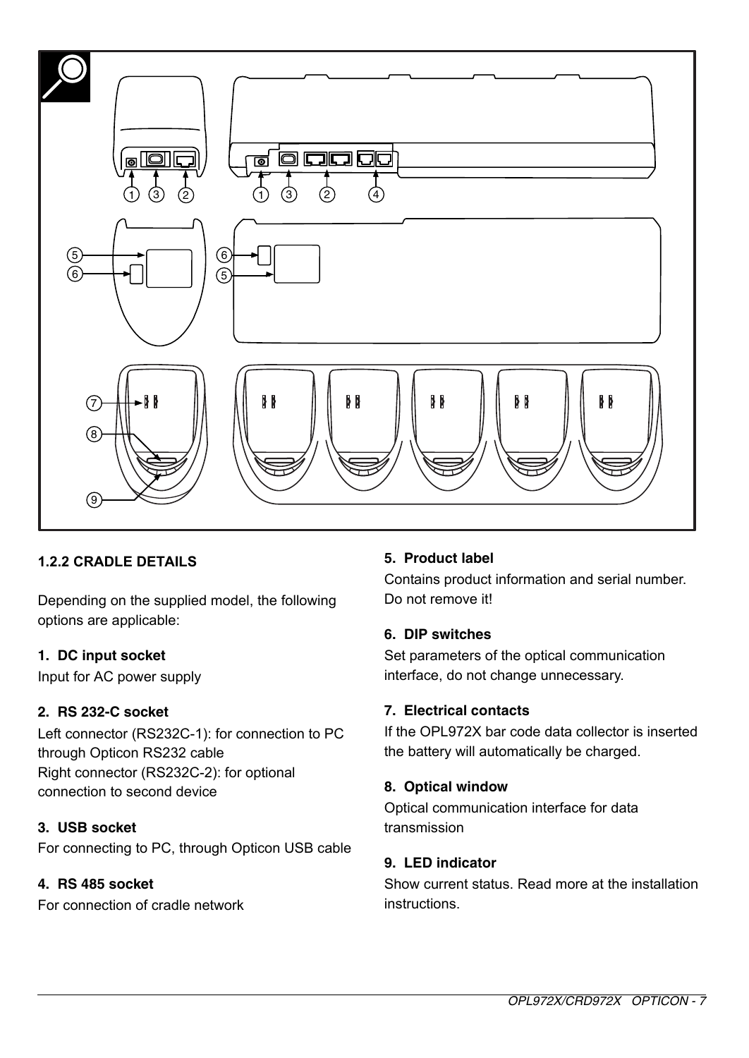### 1.2.2 CRADLE DETAILS

Depending on the supplied model, the following options are applicable:

**1. DC input socket**
Input for AC power supply

**2. RS 232-C socket**
Left connector (RS232C-1): for connection to PC through Opticon RS232 cable
Right connector (RS232C-2): for optional connection to second device

**3. USB socket**
For connecting to PC, through Opticon USB cable

**4. RS 485 socket**
For connection of cradle network

**5. Product label**
Contains product information and serial number. Do not remove it!

**6. DIP switches**
Set parameters of the optical communication interface, do not change unnecessary.

**7. Electrical contacts**
If the OPL972X bar code data collector is inserted the battery will automatically be charged.

**8. Optical window**
Optical communication interface for data transmission

**9. LED indicator**
Show current status. Read more at the installation instructions.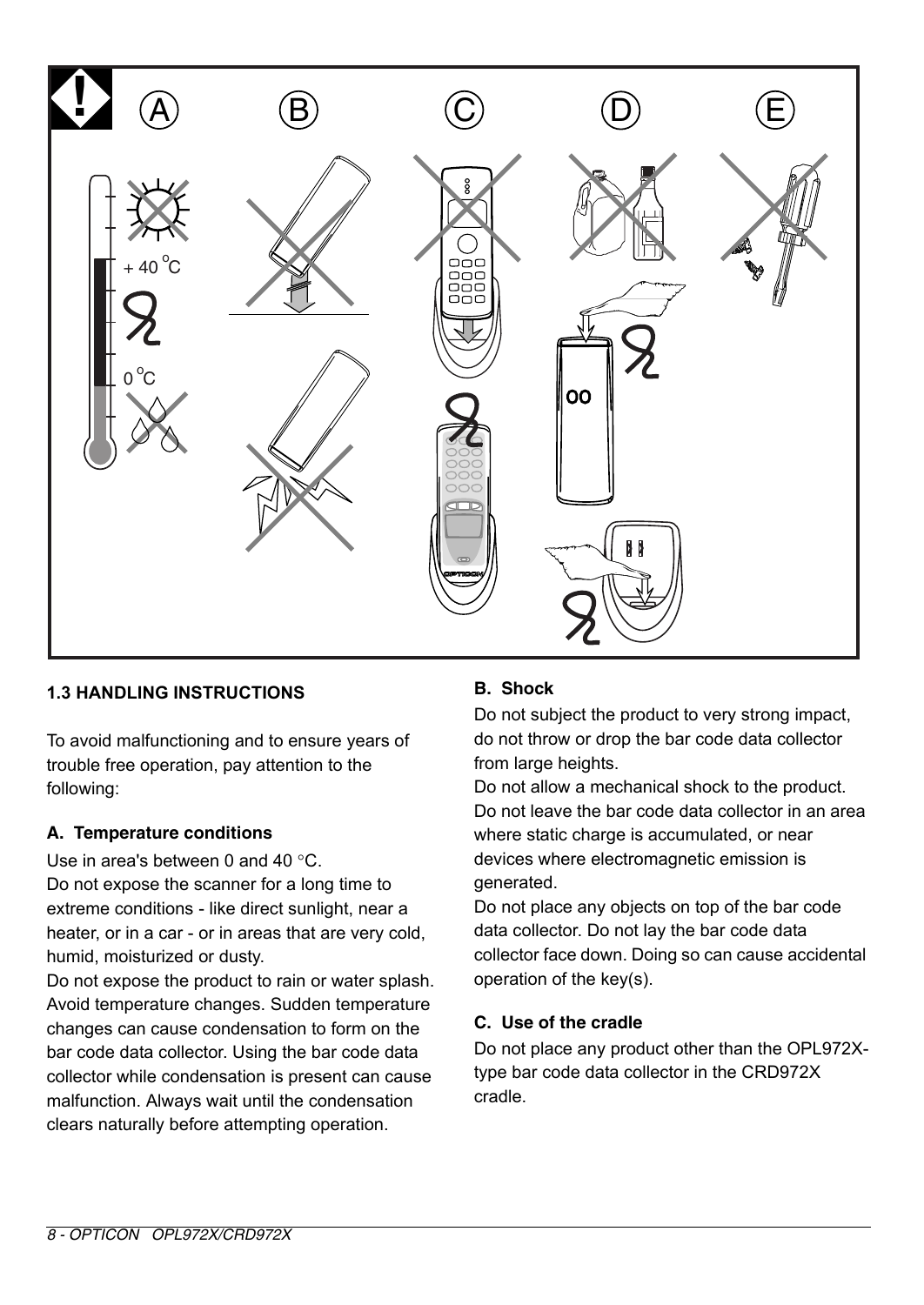## 1.3 HANDLING INSTRUCTIONS

To avoid malfunctioning and to ensure years of trouble free operation, pay attention to the following:

### A. Temperature conditions

Use in area's between 0 and 40 °C.
Do not expose the scanner for a long time to extreme conditions - like direct sunlight, near a heater, or in a car - or in areas that are very cold, humid, moisturized or dusty.
Do not expose the product to rain or water splash.
Avoid temperature changes. Sudden temperature changes can cause condensation to form on the bar code data collector. Using the bar code data collector while condensation is present can cause malfunction. Always wait until the condensation clears naturally before attempting operation.

### B. Shock

Do not subject the product to very strong impact, do not throw or drop the bar code data collector from large heights.
Do not allow a mechanical shock to the product.
Do not leave the bar code data collector in an area where static charge is accumulated, or near devices where electromagnetic emission is generated.
Do not place any objects on top of the bar code data collector. Do not lay the bar code data collector face down. Doing so can cause accidental operation of the key(s).

### C. Use of the cradle

Do not place any product other than the OPL972X-type bar code data collector in the CRD972X cradle.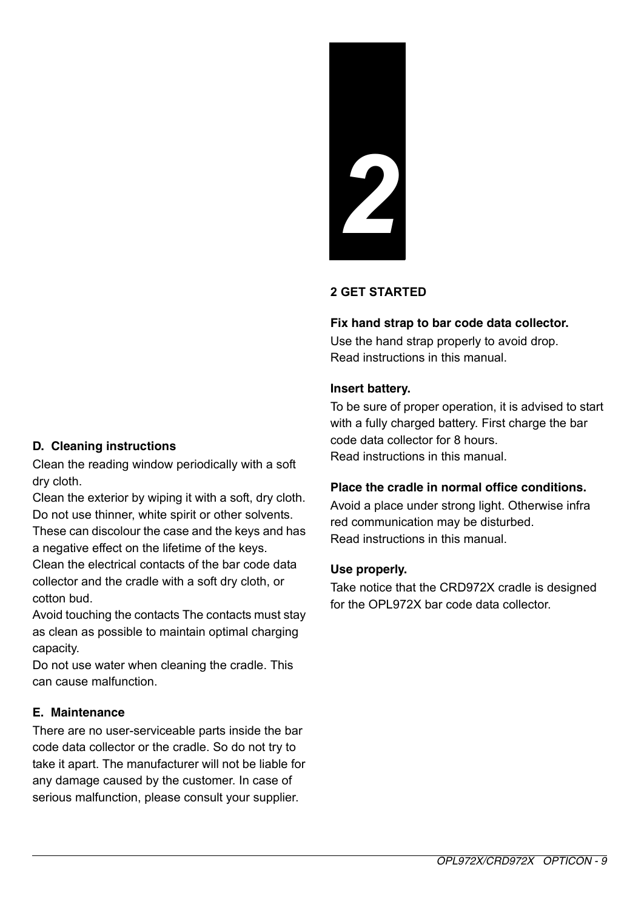### D. Cleaning instructions

Clean the reading window periodically with a soft dry cloth.
Clean the exterior by wiping it with a soft, dry cloth. Do not use thinner, white spirit or other solvents. These can discolour the case and the keys and has a negative effect on the lifetime of the keys.
Clean the electrical contacts of the bar code data collector and the cradle with a soft dry cloth, or cotton bud.
Avoid touching the contacts The contacts must stay as clean as possible to maintain optimal charging capacity.
Do not use water when cleaning the cradle. This can cause malfunction.

### E. Maintenance

There are no user-serviceable parts inside the bar code data collector or the cradle. So do not try to take it apart. The manufacturer will not be liable for any damage caused by the customer. In case of serious malfunction, please consult your supplier.

# 2

## 2 GET STARTED

**Fix hand strap to bar code data collector.**
Use the hand strap properly to avoid drop.
Read instructions in this manual.

**Insert battery.**
To be sure of proper operation, it is advised to start with a fully charged battery. First charge the bar code data collector for 8 hours.
Read instructions in this manual.

**Place the cradle in normal office conditions.**
Avoid a place under strong light. Otherwise infra red communication may be disturbed.
Read instructions in this manual.

**Use properly.**
Take notice that the CRD972X cradle is designed for the OPL972X bar code data collector.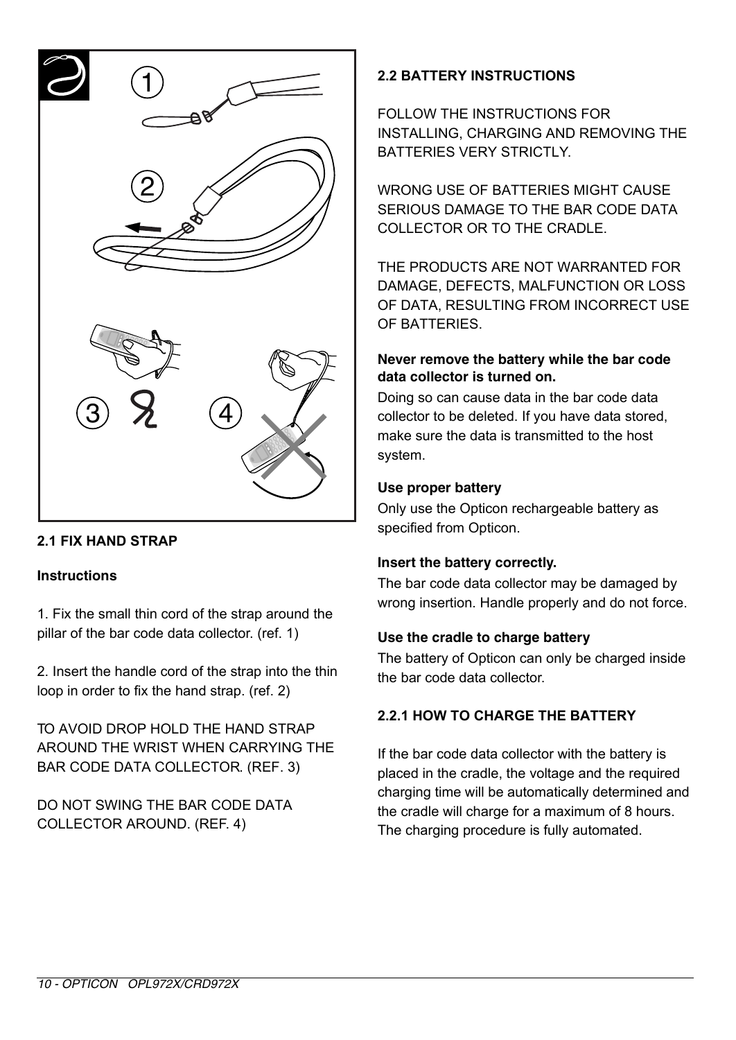## 2.1 FIX HAND STRAP

**Instructions**

1. Fix the small thin cord of the strap around the pillar of the bar code data collector. (ref. 1)

2. Insert the handle cord of the strap into the thin loop in order to fix the hand strap. (ref. 2)

TO AVOID DROP HOLD THE HAND STRAP AROUND THE WRIST WHEN CARRYING THE BAR CODE DATA COLLECTOR. (REF. 3)

DO NOT SWING THE BAR CODE DATA COLLECTOR AROUND. (REF. 4)

## 2.2 BATTERY INSTRUCTIONS

FOLLOW THE INSTRUCTIONS FOR INSTALLING, CHARGING AND REMOVING THE BATTERIES VERY STRICTLY.

WRONG USE OF BATTERIES MIGHT CAUSE SERIOUS DAMAGE TO THE BAR CODE DATA COLLECTOR OR TO THE CRADLE.

THE PRODUCTS ARE NOT WARRANTED FOR DAMAGE, DEFECTS, MALFUNCTION OR LOSS OF DATA, RESULTING FROM INCORRECT USE OF BATTERIES.

**Never remove the battery while the bar code data collector is turned on.**

Doing so can cause data in the bar code data collector to be deleted. If you have data stored, make sure the data is transmitted to the host system.

**Use proper battery**

Only use the Opticon rechargeable battery as specified from Opticon.

**Insert the battery correctly.**

The bar code data collector may be damaged by wrong insertion. Handle properly and do not force.

**Use the cradle to charge battery**

The battery of Opticon can only be charged inside the bar code data collector.

### 2.2.1 HOW TO CHARGE THE BATTERY

If the bar code data collector with the battery is placed in the cradle, the voltage and the required charging time will be automatically determined and the cradle will charge for a maximum of 8 hours. The charging procedure is fully automated.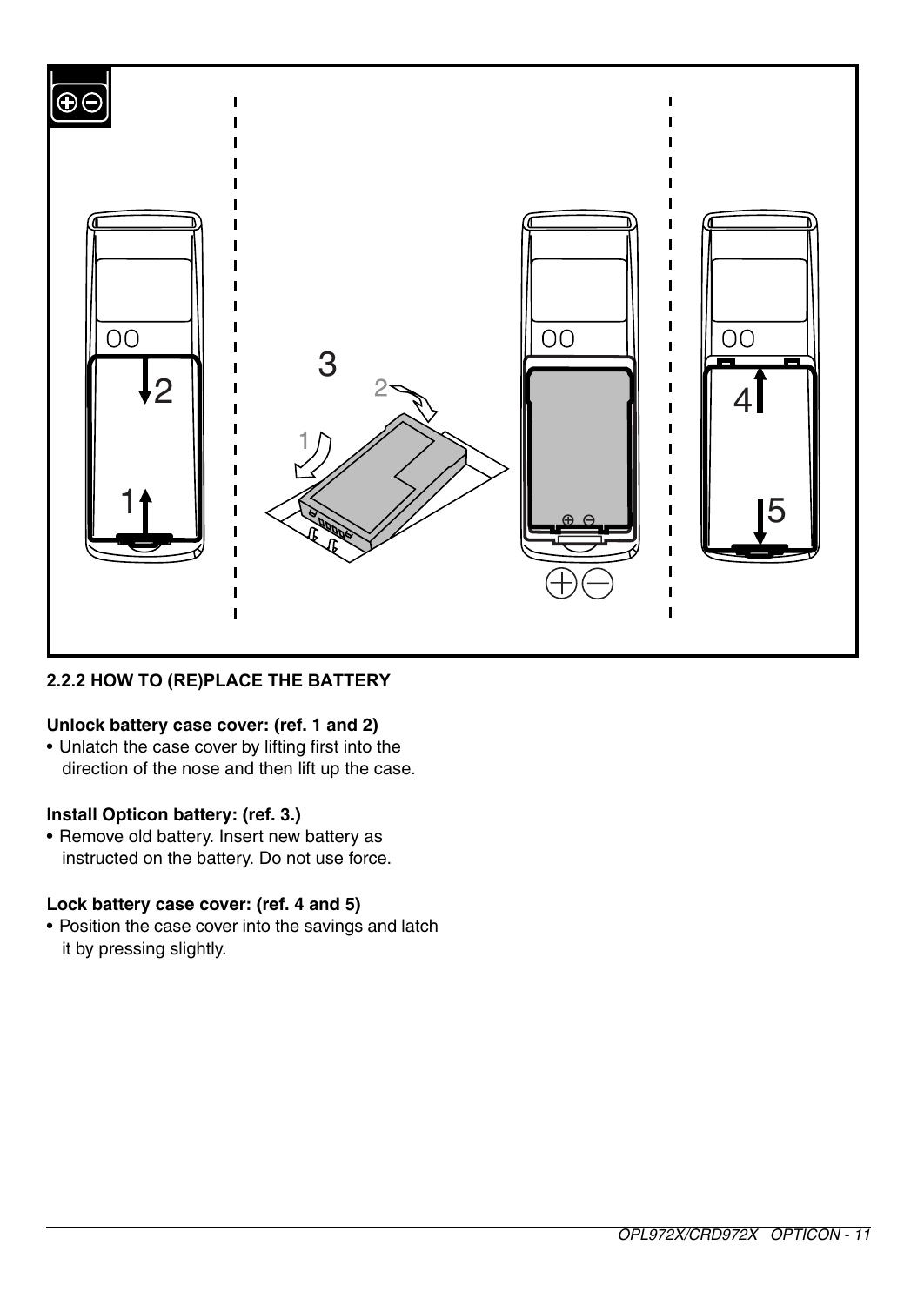### 2.2.2 HOW TO (RE)PLACE THE BATTERY

**Unlock battery case cover: (ref. 1 and 2)**

- Unlatch the case cover by lifting first into the direction of the nose and then lift up the case.

**Install Opticon battery: (ref. 3.)**

- Remove old battery. Insert new battery as instructed on the battery. Do not use force.

**Lock battery case cover: (ref. 4 and 5)**

- Position the case cover into the savings and latch it by pressing slightly.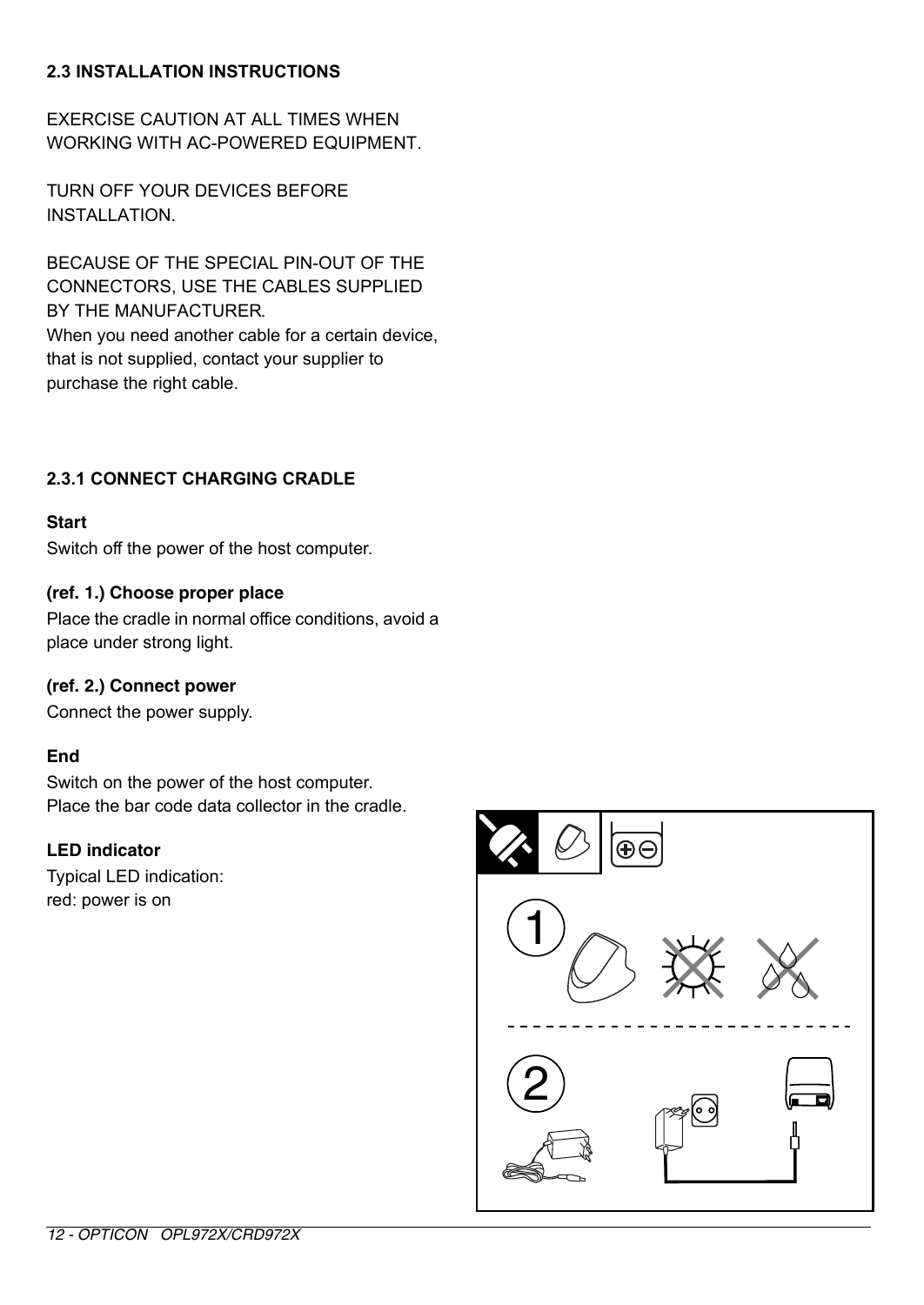## 2.3 INSTALLATION INSTRUCTIONS

EXERCISE CAUTION AT ALL TIMES WHEN WORKING WITH AC-POWERED EQUIPMENT.

TURN OFF YOUR DEVICES BEFORE INSTALLATION.

BECAUSE OF THE SPECIAL PIN-OUT OF THE CONNECTORS, USE THE CABLES SUPPLIED BY THE MANUFACTURER.
When you need another cable for a certain device, that is not supplied, contact your supplier to purchase the right cable.

### 2.3.1 CONNECT CHARGING CRADLE

**Start**
Switch off the power of the host computer.

**(ref. 1.) Choose proper place**
Place the cradle in normal office conditions, avoid a place under strong light.

**(ref. 2.) Connect power**
Connect the power supply.

**End**
Switch on the power of the host computer.
Place the bar code data collector in the cradle.

**LED indicator**
Typical LED indication:
red: power is on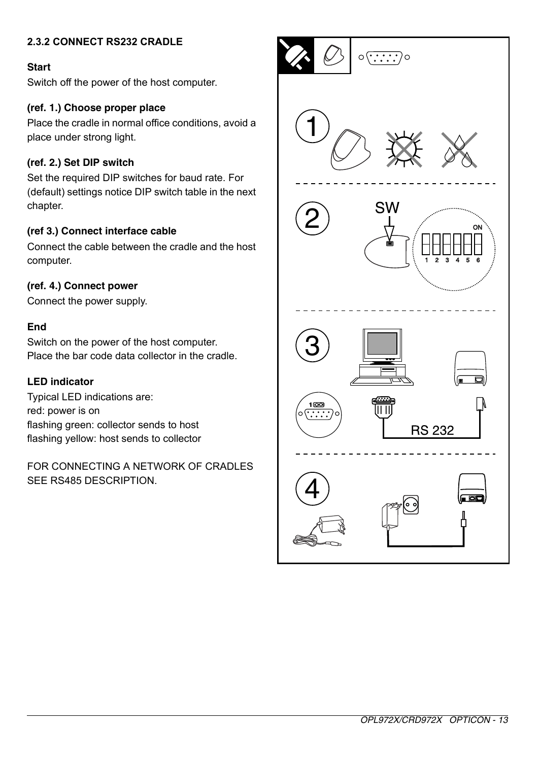### 2.3.2 CONNECT RS232 CRADLE

**Start**

Switch off the power of the host computer.

**(ref. 1.) Choose proper place**

Place the cradle in normal office conditions, avoid a place under strong light.

**(ref. 2.) Set DIP switch**

Set the required DIP switches for baud rate. For (default) settings notice DIP switch table in the next chapter.

**(ref 3.) Connect interface cable**

Connect the cable between the cradle and the host computer.

**(ref. 4.) Connect power**

Connect the power supply.

**End**

Switch on the power of the host computer.
Place the bar code data collector in the cradle.

**LED indicator**

Typical LED indications are:
red: power is on
flashing green: collector sends to host
flashing yellow: host sends to collector

FOR CONNECTING A NETWORK OF CRADLES SEE RS485 DESCRIPTION.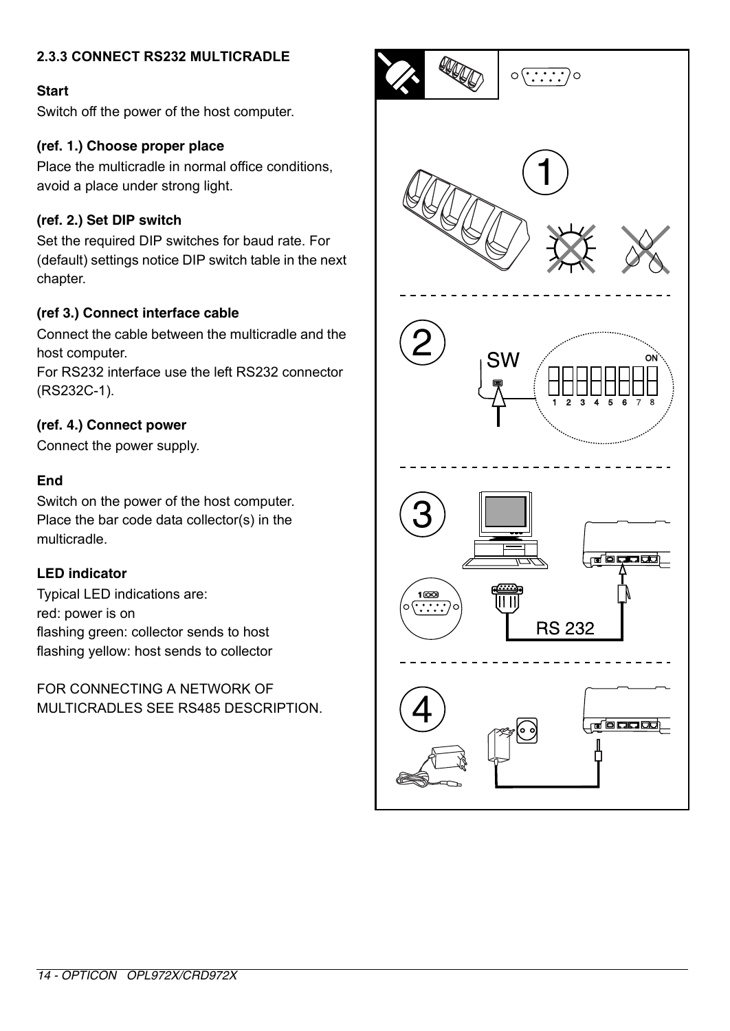### 2.3.3 CONNECT RS232 MULTICRADLE

**Start**

Switch off the power of the host computer.

**(ref. 1.) Choose proper place**

Place the multicradle in normal office conditions, avoid a place under strong light.

**(ref. 2.) Set DIP switch**

Set the required DIP switches for baud rate. For (default) settings notice DIP switch table in the next chapter.

**(ref 3.) Connect interface cable**

Connect the cable between the multicradle and the host computer.
For RS232 interface use the left RS232 connector (RS232C-1).

**(ref. 4.) Connect power**

Connect the power supply.

**End**

Switch on the power of the host computer.
Place the bar code data collector(s) in the multicradle.

**LED indicator**

Typical LED indications are:
red: power is on
flashing green: collector sends to host
flashing yellow: host sends to collector

FOR CONNECTING A NETWORK OF MULTICRADLES SEE RS485 DESCRIPTION.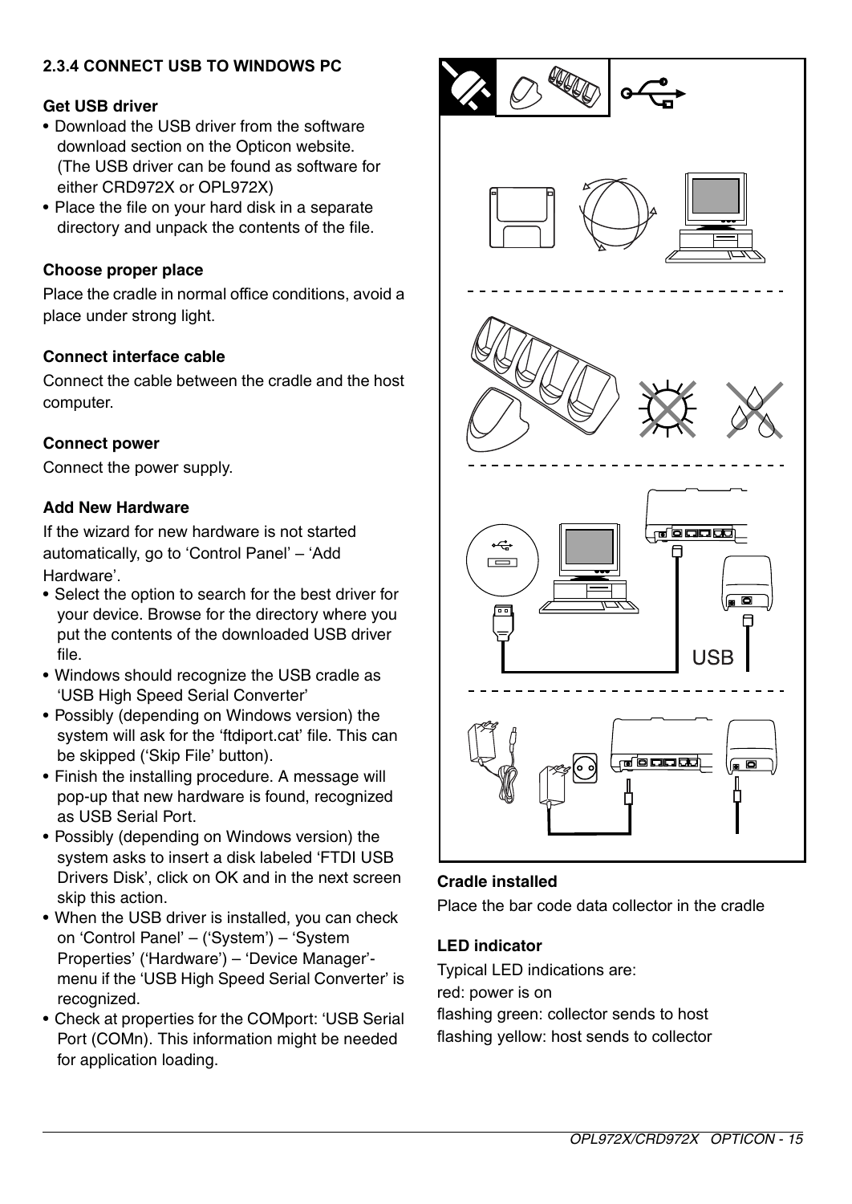### 2.3.4 CONNECT USB TO WINDOWS PC

**Get USB driver**

- Download the USB driver from the software download section on the Opticon website. (The USB driver can be found as software for either CRD972X or OPL972X)
- Place the file on your hard disk in a separate directory and unpack the contents of the file.

**Choose proper place**

Place the cradle in normal office conditions, avoid a place under strong light.

**Connect interface cable**

Connect the cable between the cradle and the host computer.

**Connect power**

Connect the power supply.

**Add New Hardware**

If the wizard for new hardware is not started automatically, go to 'Control Panel' – 'Add Hardware'.

- Select the option to search for the best driver for your device. Browse for the directory where you put the contents of the downloaded USB driver file.
- Windows should recognize the USB cradle as 'USB High Speed Serial Converter'
- Possibly (depending on Windows version) the system will ask for the 'ftdiport.cat' file. This can be skipped ('Skip File' button).
- Finish the installing procedure. A message will pop-up that new hardware is found, recognized as USB Serial Port.
- Possibly (depending on Windows version) the system asks to insert a disk labeled 'FTDI USB Drivers Disk', click on OK and in the next screen skip this action.
- When the USB driver is installed, you can check on 'Control Panel' – ('System') – 'System Properties' ('Hardware') – 'Device Manager'-menu if the 'USB High Speed Serial Converter' is recognized.
- Check at properties for the COMport: 'USB Serial Port (COMn). This information might be needed for application loading.

USB

**Cradle installed**

Place the bar code data collector in the cradle

**LED indicator**

Typical LED indications are:
red: power is on
flashing green: collector sends to host
flashing yellow: host sends to collector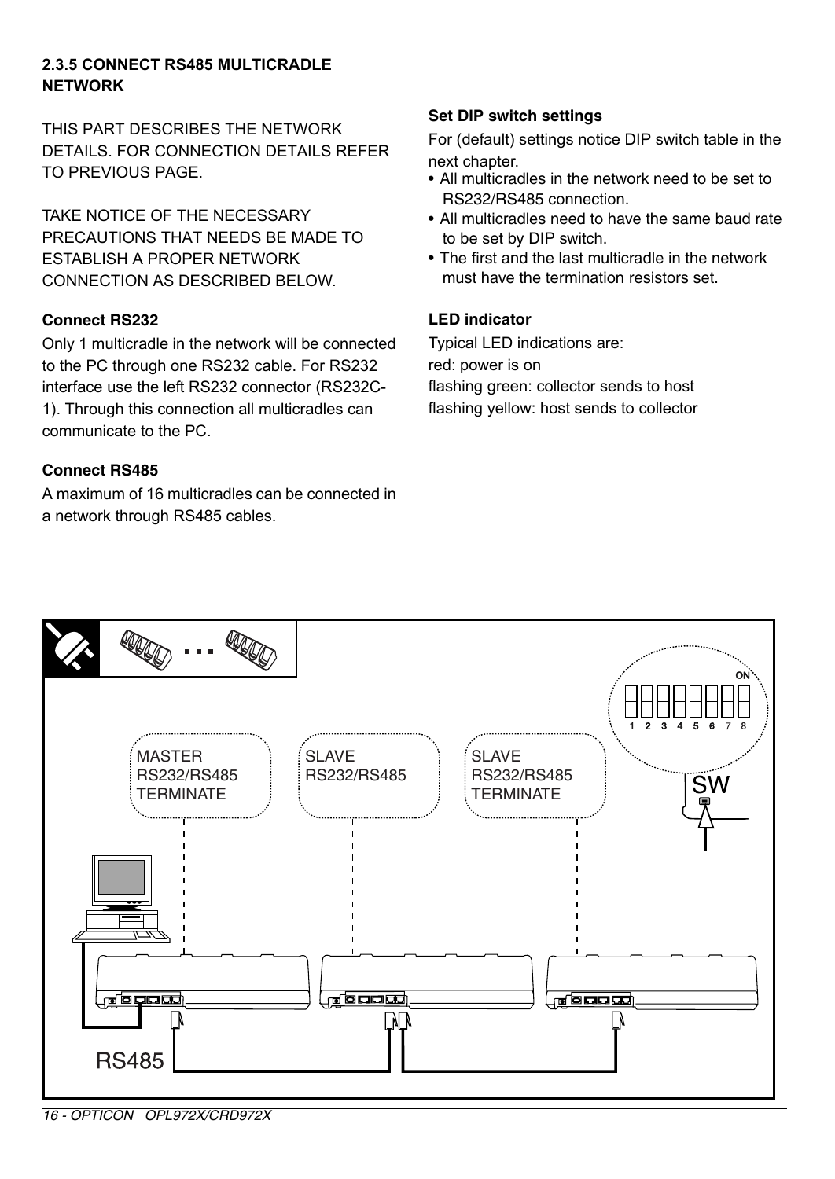### 2.3.5 CONNECT RS485 MULTICRADLE NETWORK

THIS PART DESCRIBES THE NETWORK DETAILS. FOR CONNECTION DETAILS REFER TO PREVIOUS PAGE.

TAKE NOTICE OF THE NECESSARY PRECAUTIONS THAT NEEDS BE MADE TO ESTABLISH A PROPER NETWORK CONNECTION AS DESCRIBED BELOW.

**Connect RS232**

Only 1 multicradle in the network will be connected to the PC through one RS232 cable. For RS232 interface use the left RS232 connector (RS232C-1). Through this connection all multicradles can communicate to the PC.

**Connect RS485**

A maximum of 16 multicradles can be connected in a network through RS485 cables.

**Set DIP switch settings**

For (default) settings notice DIP switch table in the next chapter.

- All multicradles in the network need to be set to RS232/RS485 connection.
- All multicradles need to have the same baud rate to be set by DIP switch.
- The first and the last multicradle in the network must have the termination resistors set.

**LED indicator**

Typical LED indications are:
red: power is on
flashing green: collector sends to host
flashing yellow: host sends to collector

MASTER
RS232/RS485
TERMINATE

SLAVE
RS232/RS485

SLAVE
RS232/RS485
TERMINATE

ON
1 2 3 4 5 6 7 8

SW

RS485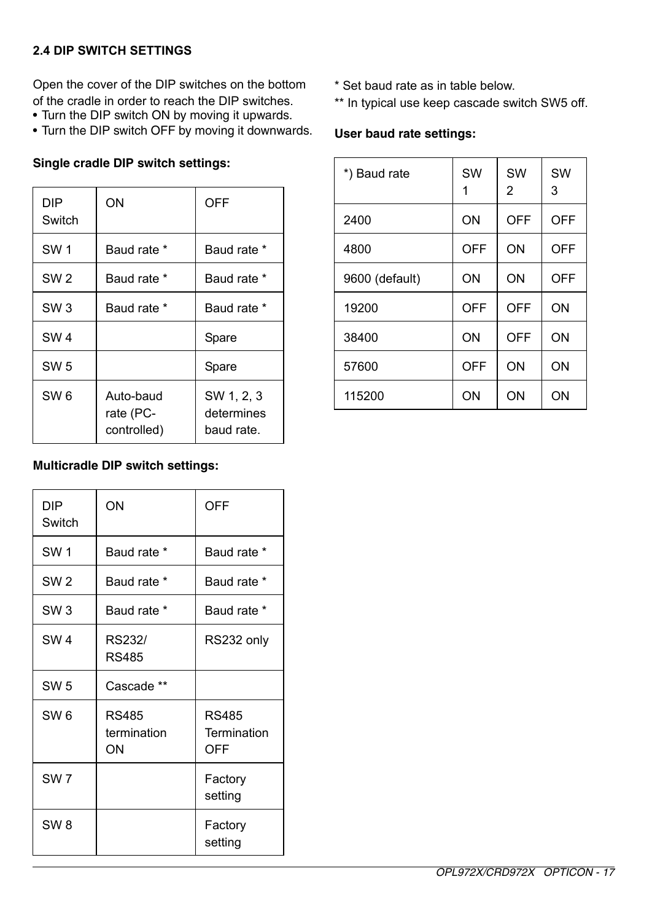## 2.4 DIP SWITCH SETTINGS

Open the cover of the DIP switches on the bottom of the cradle in order to reach the DIP switches.

- Turn the DIP switch ON by moving it upwards.
- Turn the DIP switch OFF by moving it downwards.

**Single cradle DIP switch settings:**

| DIP Switch | ON | OFF |
|---|---|---|
| SW 1 | Baud rate * | Baud rate * |
| SW 2 | Baud rate * | Baud rate * |
| SW 3 | Baud rate * | Baud rate * |
| SW 4 | | Spare |
| SW 5 | | Spare |
| SW 6 | Auto-baud rate (PC-controlled) | SW 1, 2, 3 determines baud rate. |

**Multicradle DIP switch settings:**

| DIP Switch | ON | OFF |
|---|---|---|
| SW 1 | Baud rate * | Baud rate * |
| SW 2 | Baud rate * | Baud rate * |
| SW 3 | Baud rate * | Baud rate * |
| SW 4 | RS232/ RS485 | RS232 only |
| SW 5 | Cascade ** | |
| SW 6 | RS485 termination ON | RS485 Termination OFF |
| SW 7 | | Factory setting |
| SW 8 | | Factory setting |

* Set baud rate as in table below.

** In typical use keep cascade switch SW5 off.

**User baud rate settings:**

| *) Baud rate | SW 1 | SW 2 | SW 3 |
|---|---|---|---|
| 2400 | ON | OFF | OFF |
| 4800 | OFF | ON | OFF |
| 9600 (default) | ON | ON | OFF |
| 19200 | OFF | OFF | ON |
| 38400 | ON | OFF | ON |
| 57600 | OFF | ON | ON |
| 115200 | ON | ON | ON |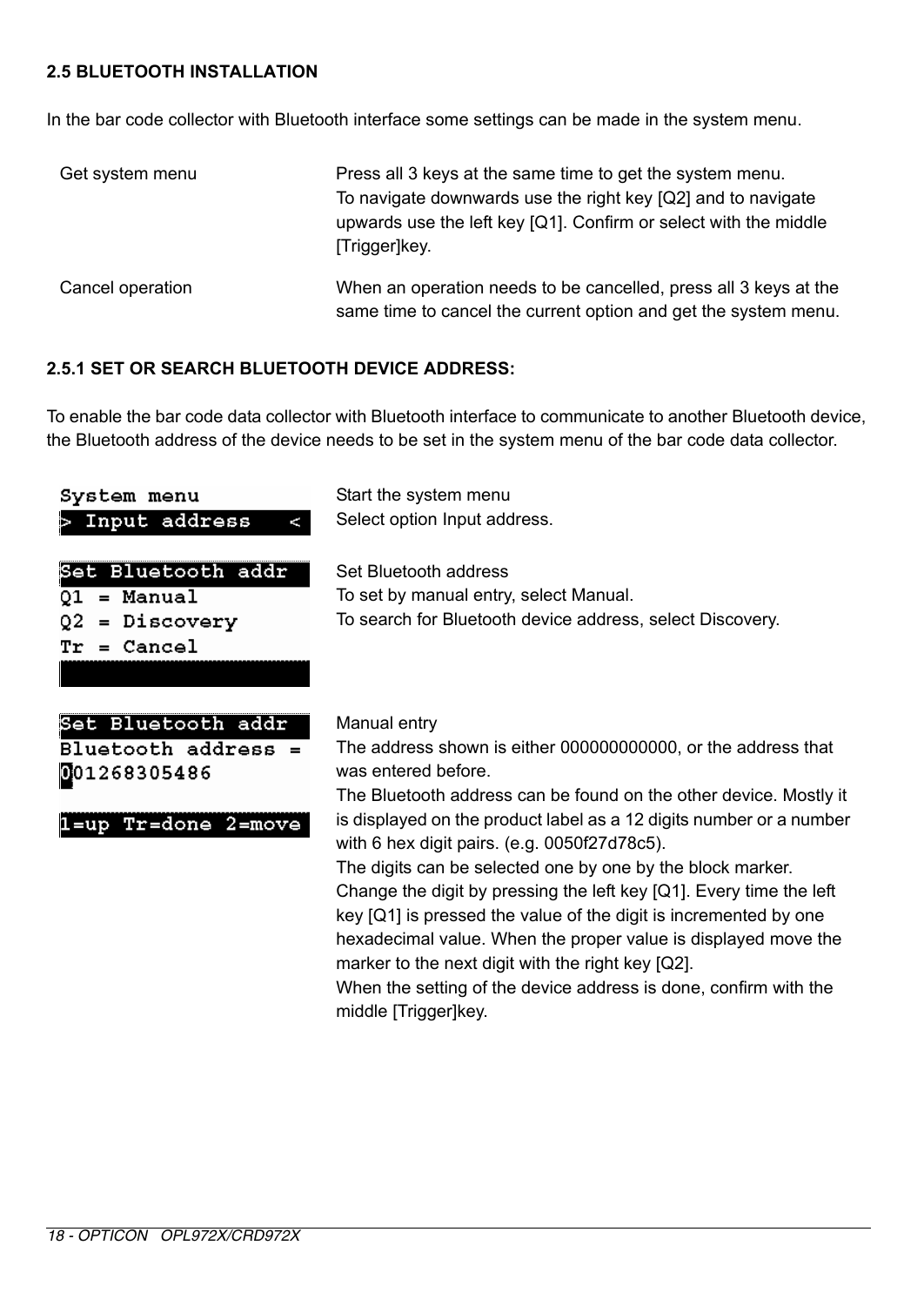## 2.5 BLUETOOTH INSTALLATION

In the bar code collector with Bluetooth interface some settings can be made in the system menu.

| | |
|---|---|
| Get system menu | Press all 3 keys at the same time to get the system menu. To navigate downwards use the right key [Q2] and to navigate upwards use the left key [Q1]. Confirm or select with the middle [Trigger]key. |
| Cancel operation | When an operation needs to be cancelled, press all 3 keys at the same time to cancel the current option and get the system menu. |

### 2.5.1 SET OR SEARCH BLUETOOTH DEVICE ADDRESS:

To enable the bar code data collector with Bluetooth interface to communicate to another Bluetooth device, the Bluetooth address of the device needs to be set in the system menu of the bar code data collector.

| | |
|---|---|
| System menu<br>> Input address < | Start the system menu<br>Select option Input address. |
| Set Bluetooth addr<br>Q1 = Manual<br>Q2 = Discovery<br>Tr = Cancel | Set Bluetooth address<br>To set by manual entry, select Manual.<br>To search for Bluetooth device address, select Discovery. |
| Set Bluetooth addr<br>Bluetooth address =<br>001268305486<br><br>1=up Tr=done 2=move | Manual entry<br>The address shown is either 000000000000, or the address that was entered before.<br>The Bluetooth address can be found on the other device. Mostly it is displayed on the product label as a 12 digits number or a number with 6 hex digit pairs. (e.g. 0050f27d78c5).<br>The digits can be selected one by one by the block marker.<br>Change the digit by pressing the left key [Q1]. Every time the left key [Q1] is pressed the value of the digit is incremented by one hexadecimal value. When the proper value is displayed move the marker to the next digit with the right key [Q2].<br>When the setting of the device address is done, confirm with the middle [Trigger]key. |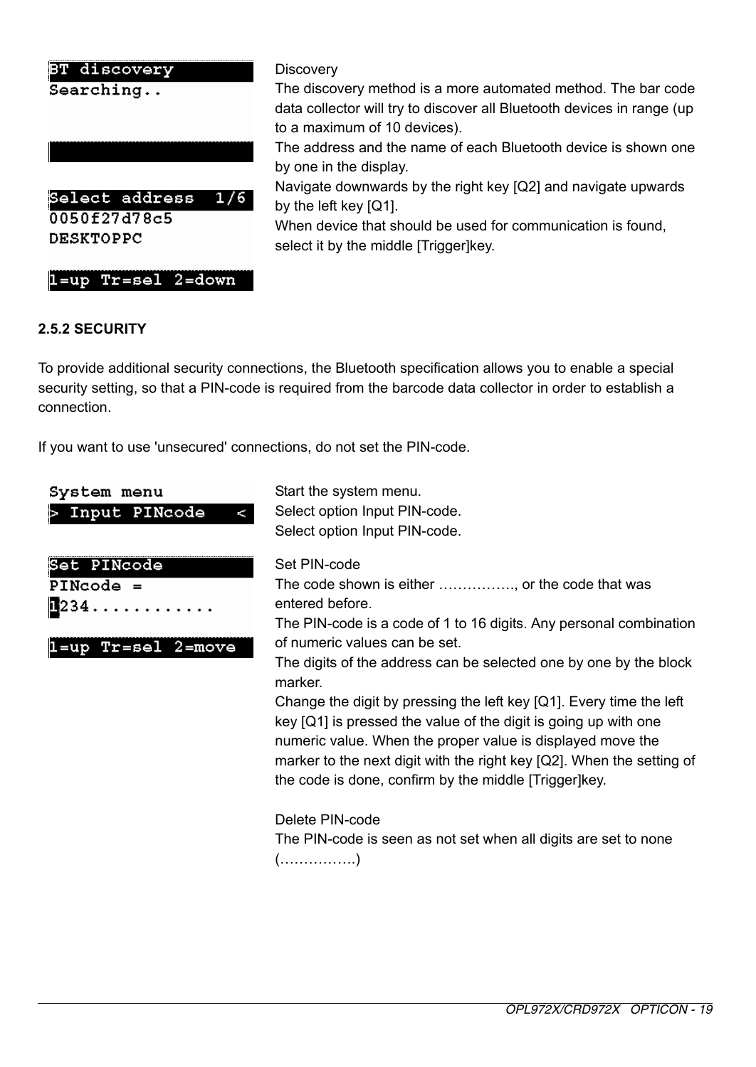```
BT discovery
Searching..
```

**Discovery**

The discovery method is a more automated method. The bar code data collector will try to discover all Bluetooth devices in range (up to a maximum of 10 devices).

The address and the name of each Bluetooth device is shown one by one in the display.

```
Select address  1/6
0050f27d78c5
DESKTOPPC

1=up Tr=sel 2=down
```

Navigate downwards by the right key [Q2] and navigate upwards by the left key [Q1].

When device that should be used for communication is found, select it by the middle [Trigger]key.

### 2.5.2 SECURITY

To provide additional security connections, the Bluetooth specification allows you to enable a special security setting, so that a PIN-code is required from the barcode data collector in order to establish a connection.

If you want to use 'unsecured' connections, do not set the PIN-code.

```
System menu
> Input PINcode   <
```

Start the system menu.
Select option Input PIN-code.
Select option Input PIN-code.

```
Set PINcode
PINcode =
1234............

1=up Tr=sel 2=move
```

**Set PIN-code**

The code shown is either ……………., or the code that was entered before.

The PIN-code is a code of 1 to 16 digits. Any personal combination of numeric values can be set.

The digits of the address can be selected one by one by the block marker.

Change the digit by pressing the left key [Q1]. Every time the left key [Q1] is pressed the value of the digit is going up with one numeric value. When the proper value is displayed move the marker to the next digit with the right key [Q2]. When the setting of the code is done, confirm by the middle [Trigger]key.

**Delete PIN-code**

The PIN-code is seen as not set when all digits are set to none (…………….)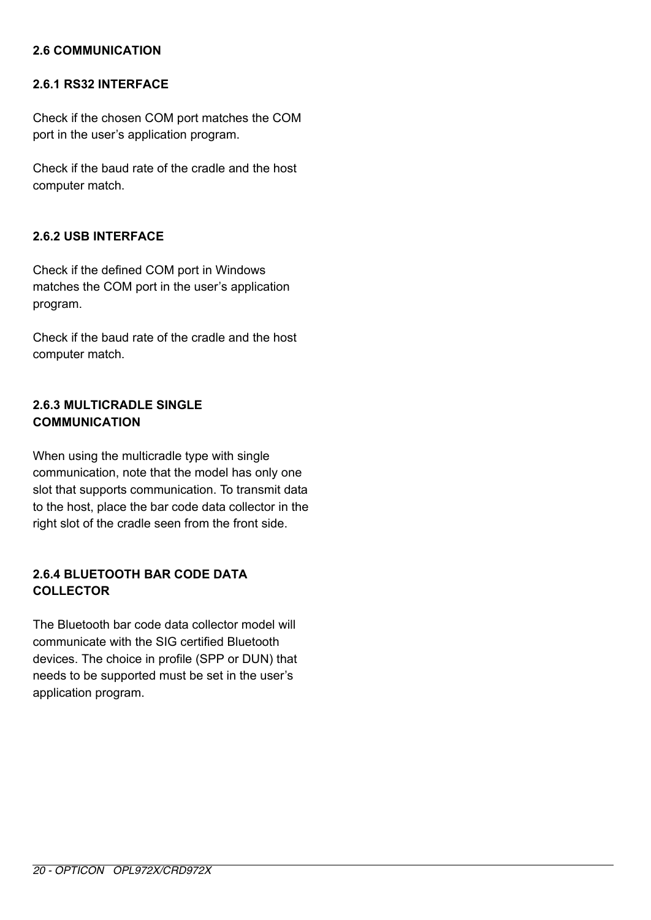## 2.6 COMMUNICATION

### 2.6.1 RS32 INTERFACE

Check if the chosen COM port matches the COM port in the user's application program.

Check if the baud rate of the cradle and the host computer match.

### 2.6.2 USB INTERFACE

Check if the defined COM port in Windows matches the COM port in the user's application program.

Check if the baud rate of the cradle and the host computer match.

### 2.6.3 MULTICRADLE SINGLE COMMUNICATION

When using the multicradle type with single communication, note that the model has only one slot that supports communication. To transmit data to the host, place the bar code data collector in the right slot of the cradle seen from the front side.

### 2.6.4 BLUETOOTH BAR CODE DATA COLLECTOR

The Bluetooth bar code data collector model will communicate with the SIG certified Bluetooth devices. The choice in profile (SPP or DUN) that needs to be supported must be set in the user's application program.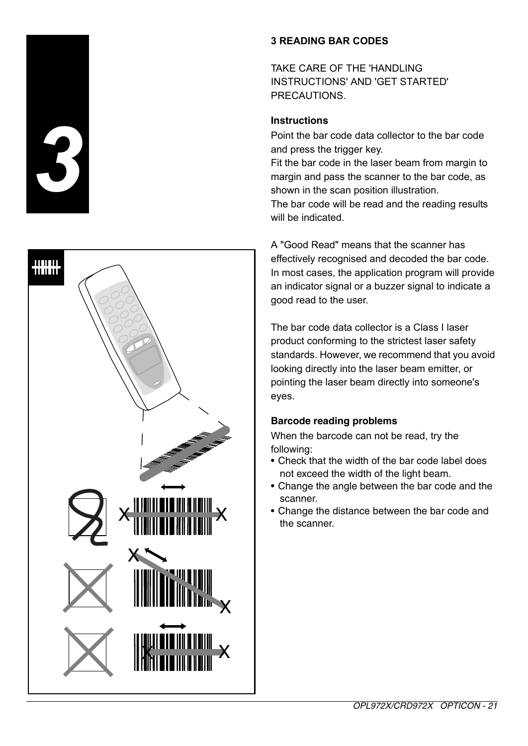# 3 READING BAR CODES

TAKE CARE OF THE 'HANDLING INSTRUCTIONS' AND 'GET STARTED' PRECAUTIONS.

### Instructions

Point the bar code data collector to the bar code and press the trigger key.
Fit the bar code in the laser beam from margin to margin and pass the scanner to the bar code, as shown in the scan position illustration.
The bar code will be read and the reading results will be indicated.

A "Good Read" means that the scanner has effectively recognised and decoded the bar code. In most cases, the application program will provide an indicator signal or a buzzer signal to indicate a good read to the user.

The bar code data collector is a Class I laser product conforming to the strictest laser safety standards. However, we recommend that you avoid looking directly into the laser beam emitter, or pointing the laser beam directly into someone's eyes.

### Barcode reading problems

When the barcode can not be read, try the following:

- Check that the width of the bar code label does not exceed the width of the light beam.
- Change the angle between the bar code and the scanner.
- Change the distance between the bar code and the scanner.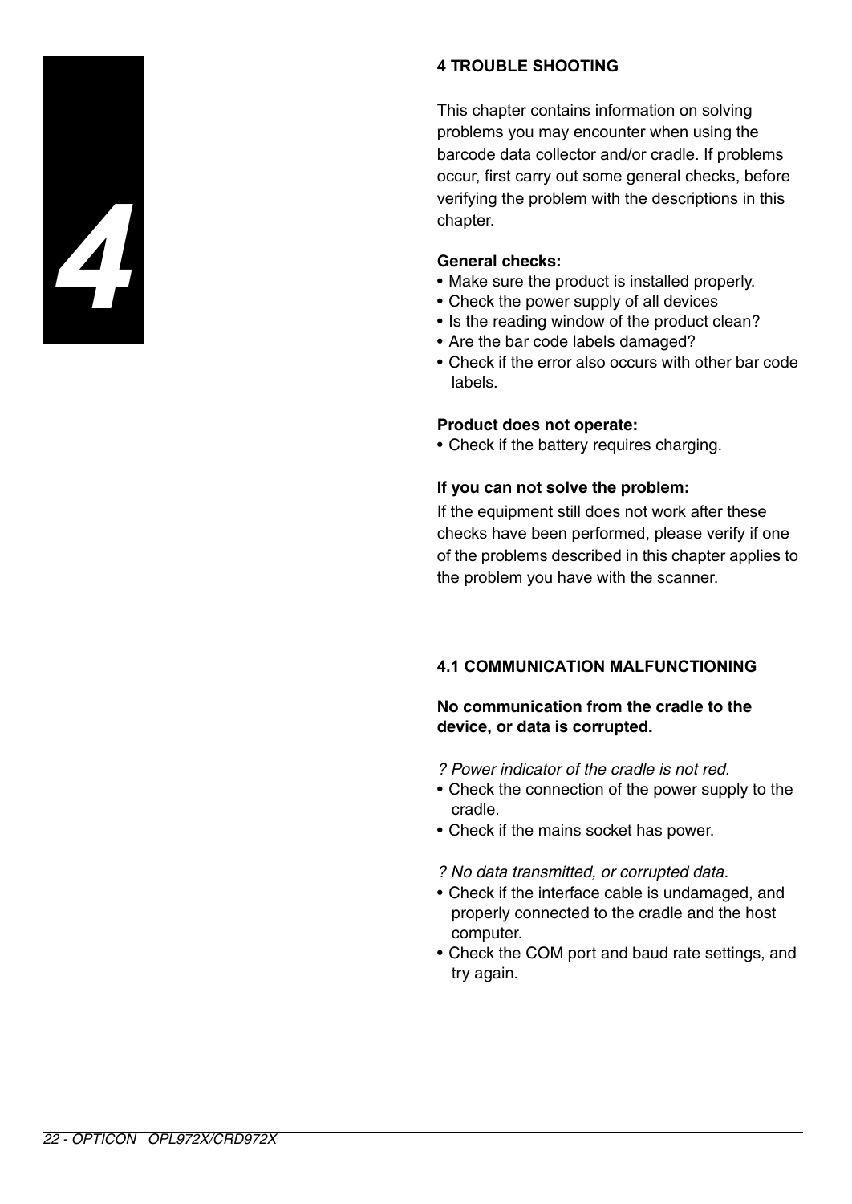# 4 TROUBLE SHOOTING

This chapter contains information on solving problems you may encounter when using the barcode data collector and/or cradle. If problems occur, first carry out some general checks, before verifying the problem with the descriptions in this chapter.

**General checks:**

- Make sure the product is installed properly.
- Check the power supply of all devices
- Is the reading window of the product clean?
- Are the bar code labels damaged?
- Check if the error also occurs with other bar code labels.

**Product does not operate:**

- Check if the battery requires charging.

**If you can not solve the problem:**

If the equipment still does not work after these checks have been performed, please verify if one of the problems described in this chapter applies to the problem you have with the scanner.

## 4.1 COMMUNICATION MALFUNCTIONING

**No communication from the cradle to the device, or data is corrupted.**

*? Power indicator of the cradle is not red.*

- Check the connection of the power supply to the cradle.
- Check if the mains socket has power.

*? No data transmitted, or corrupted data.*

- Check if the interface cable is undamaged, and properly connected to the cradle and the host computer.
- Check the COM port and baud rate settings, and try again.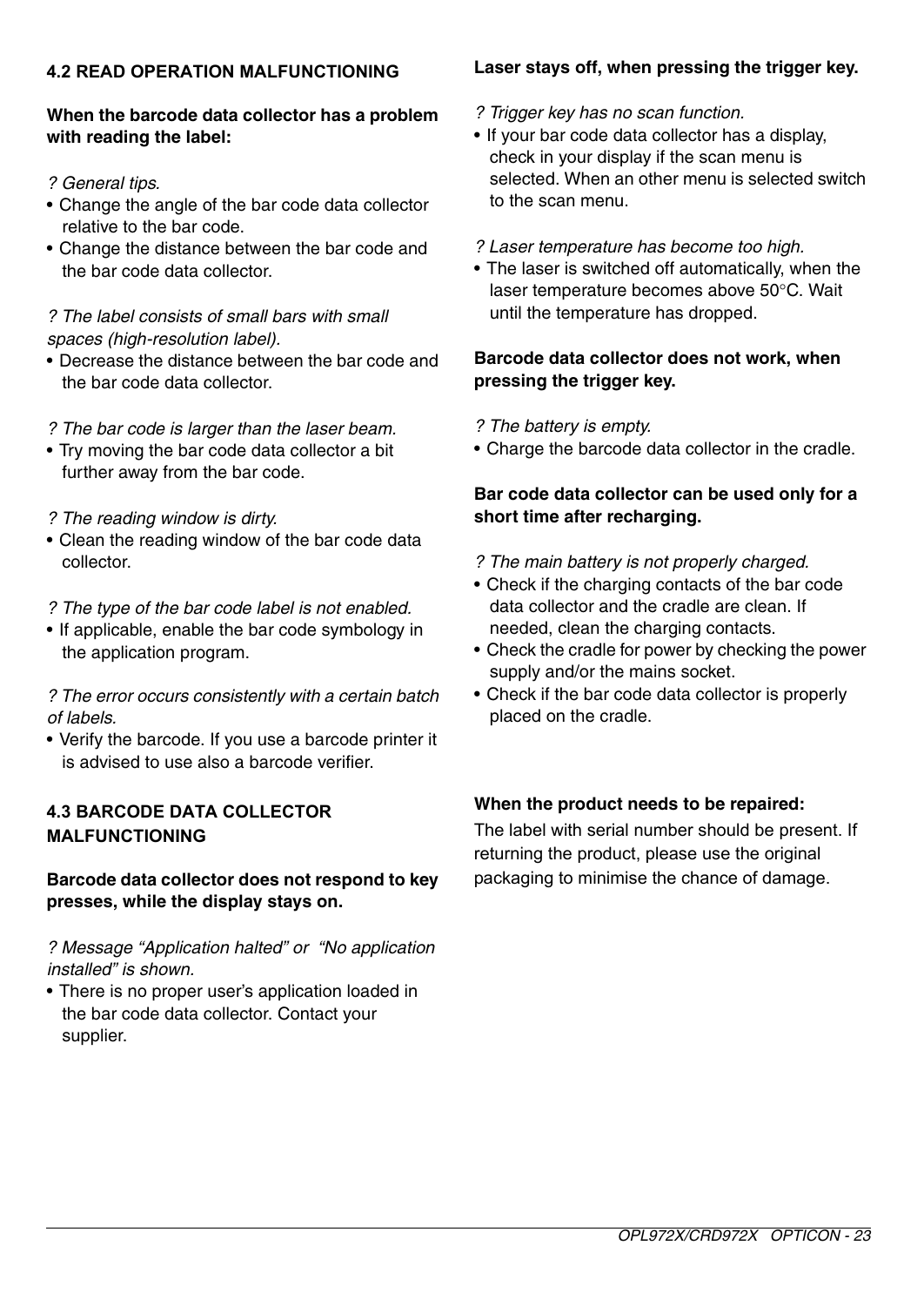### 4.2 READ OPERATION MALFUNCTIONING

**When the barcode data collector has a problem with reading the label:**

*? General tips.*

- Change the angle of the bar code data collector relative to the bar code.
- Change the distance between the bar code and the bar code data collector.

*? The label consists of small bars with small spaces (high-resolution label).*

- Decrease the distance between the bar code and the bar code data collector.

*? The bar code is larger than the laser beam.*

- Try moving the bar code data collector a bit further away from the bar code.

*? The reading window is dirty.*

- Clean the reading window of the bar code data collector.

*? The type of the bar code label is not enabled.*

- If applicable, enable the bar code symbology in the application program.

*? The error occurs consistently with a certain batch of labels.*

- Verify the barcode. If you use a barcode printer it is advised to use also a barcode verifier.

### 4.3 BARCODE DATA COLLECTOR MALFUNCTIONING

**Barcode data collector does not respond to key presses, while the display stays on.**

*? Message “Application halted” or “No application installed” is shown.*

- There is no proper user’s application loaded in the bar code data collector. Contact your supplier.

**Laser stays off, when pressing the trigger key.**

*? Trigger key has no scan function.*

- If your bar code data collector has a display, check in your display if the scan menu is selected. When an other menu is selected switch to the scan menu.

*? Laser temperature has become too high.*

- The laser is switched off automatically, when the laser temperature becomes above 50°C. Wait until the temperature has dropped.

**Barcode data collector does not work, when pressing the trigger key.**

*? The battery is empty.*

- Charge the barcode data collector in the cradle.

**Bar code data collector can be used only for a short time after recharging.**

*? The main battery is not properly charged.*

- Check if the charging contacts of the bar code data collector and the cradle are clean. If needed, clean the charging contacts.
- Check the cradle for power by checking the power supply and/or the mains socket.
- Check if the bar code data collector is properly placed on the cradle.

**When the product needs to be repaired:**

The label with serial number should be present. If returning the product, please use the original packaging to minimise the chance of damage.